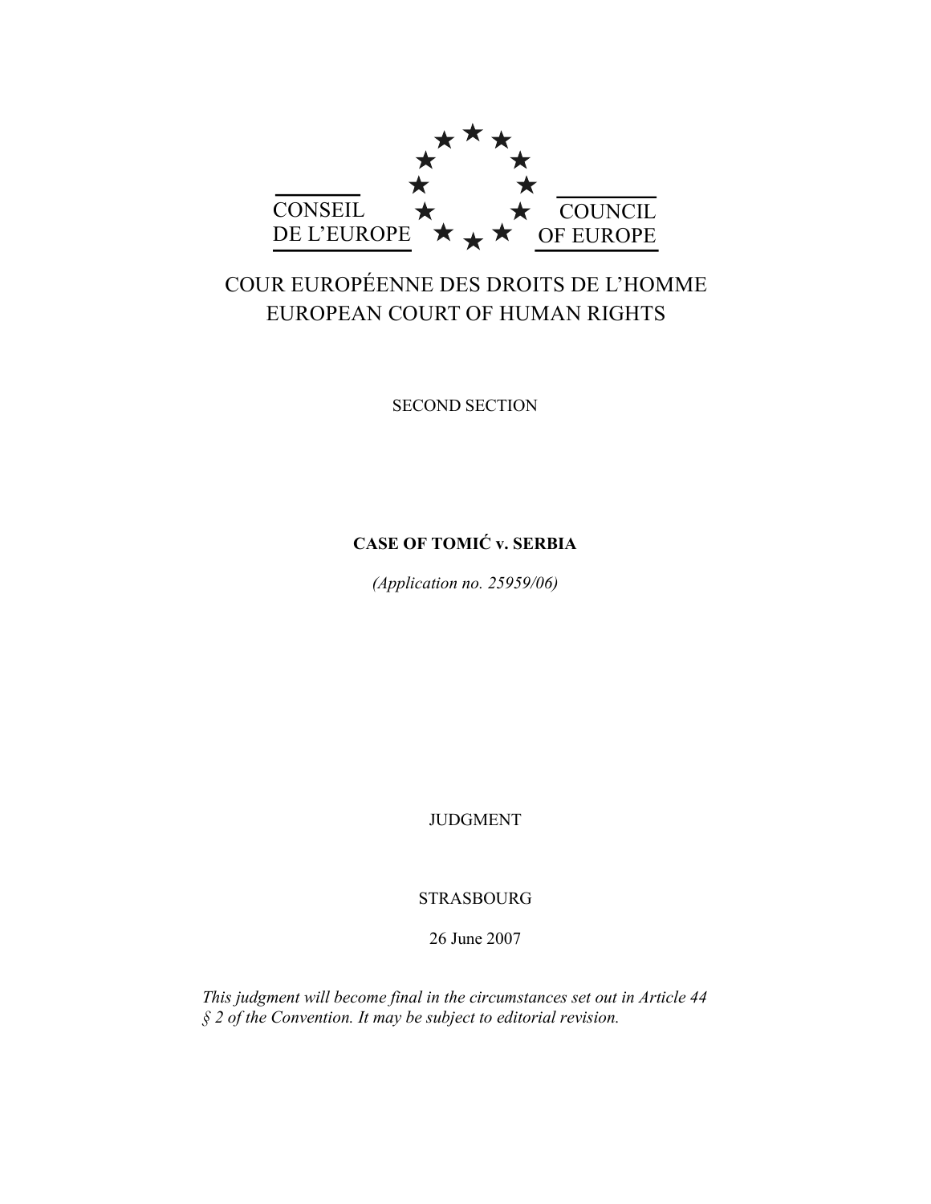CONSEIL DE L'EUROPE

COUNCIL OF EUROPE

COUR EUROPÉENNE DES DROITS DE L'HOMME

EUROPEAN COURT OF HUMAN RIGHTS

SECOND SECTION

**CASE OF TOMIĆ v. SERBIA**

*(Application no. 25959/06)*

JUDGMENT

STRASBOURG

26 June 2007

*This judgment will become final in the circumstances set out in Article 44 § 2 of the Convention. It may be subject to editorial revision.*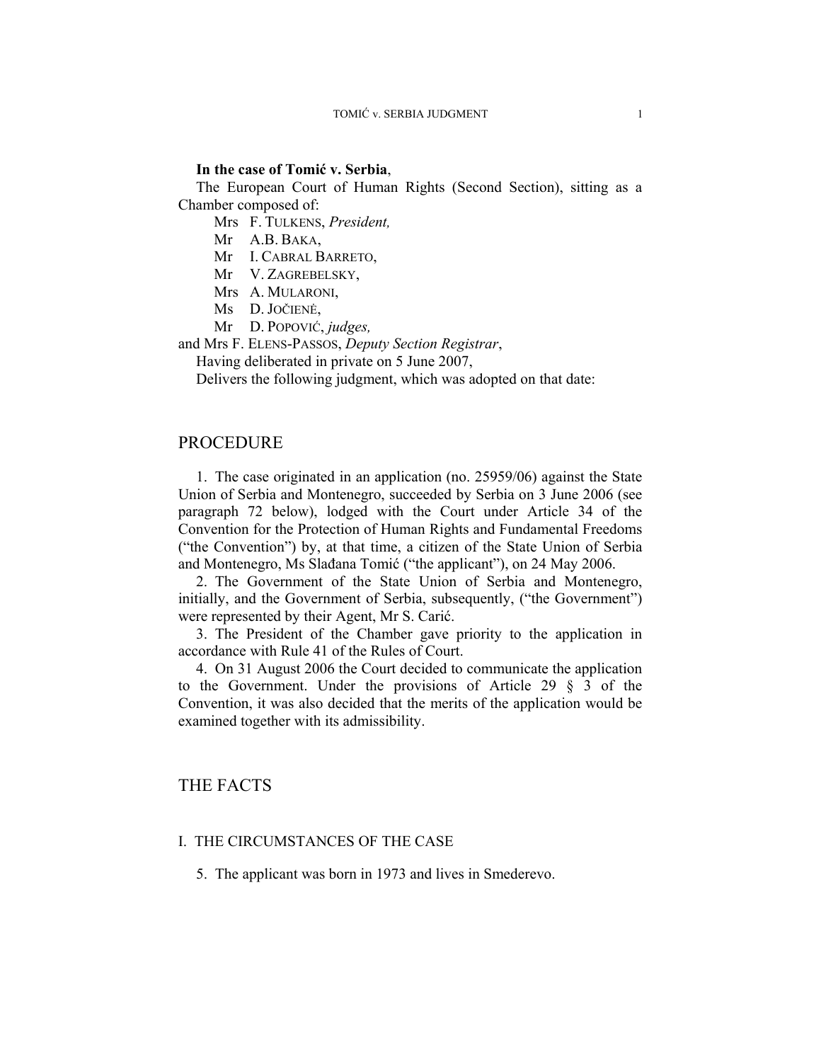**In the case of Tomić v. Serbia**,

The European Court of Human Rights (Second Section), sitting as a Chamber composed of:

Mrs F. Tulkens, *President,*
Mr A.B. Baka,
Mr I. Cabral Barreto,
Mr V. Zagrebelsky,
Mrs A. Mularoni,
Ms D. Jočienė,
Mr D. Popović, *judges,*

and Mrs F. Elens-Passos, *Deputy Section Registrar*,

Having deliberated in private on 5 June 2007,

Delivers the following judgment, which was adopted on that date:

## PROCEDURE

1. The case originated in an application (no. 25959/06) against the State Union of Serbia and Montenegro, succeeded by Serbia on 3 June 2006 (see paragraph 72 below), lodged with the Court under Article 34 of the Convention for the Protection of Human Rights and Fundamental Freedoms ("the Convention") by, at that time, a citizen of the State Union of Serbia and Montenegro, Ms Slađana Tomić ("the applicant"), on 24 May 2006.

2. The Government of the State Union of Serbia and Montenegro, initially, and the Government of Serbia, subsequently, ("the Government") were represented by their Agent, Mr S. Carić.

3. The President of the Chamber gave priority to the application in accordance with Rule 41 of the Rules of Court.

4. On 31 August 2006 the Court decided to communicate the application to the Government. Under the provisions of Article 29 § 3 of the Convention, it was also decided that the merits of the application would be examined together with its admissibility.

## THE FACTS

### I. THE CIRCUMSTANCES OF THE CASE

5. The applicant was born in 1973 and lives in Smederevo.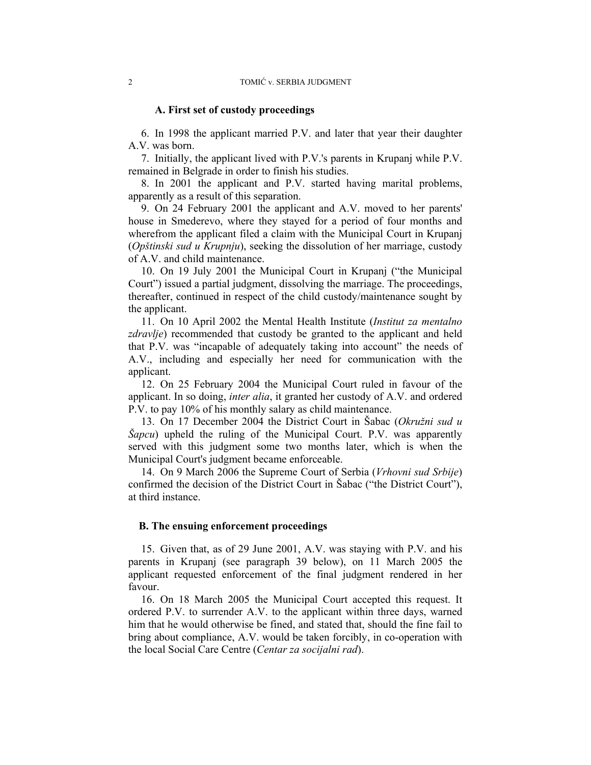### A. First set of custody proceedings

6. In 1998 the applicant married P.V. and later that year their daughter A.V. was born.

7. Initially, the applicant lived with P.V.'s parents in Krupanj while P.V. remained in Belgrade in order to finish his studies.

8. In 2001 the applicant and P.V. started having marital problems, apparently as a result of this separation.

9. On 24 February 2001 the applicant and A.V. moved to her parents' house in Smederevo, where they stayed for a period of four months and wherefrom the applicant filed a claim with the Municipal Court in Krupanj (*Opštinski sud u Krupnju*), seeking the dissolution of her marriage, custody of A.V. and child maintenance.

10. On 19 July 2001 the Municipal Court in Krupanj ("the Municipal Court") issued a partial judgment, dissolving the marriage. The proceedings, thereafter, continued in respect of the child custody/maintenance sought by the applicant.

11. On 10 April 2002 the Mental Health Institute (*Institut za mentalno zdravlje*) recommended that custody be granted to the applicant and held that P.V. was "incapable of adequately taking into account" the needs of A.V., including and especially her need for communication with the applicant.

12. On 25 February 2004 the Municipal Court ruled in favour of the applicant. In so doing, *inter alia*, it granted her custody of A.V. and ordered P.V. to pay 10% of his monthly salary as child maintenance.

13. On 17 December 2004 the District Court in Šabac (*Okružni sud u Šapcu*) upheld the ruling of the Municipal Court. P.V. was apparently served with this judgment some two months later, which is when the Municipal Court's judgment became enforceable.

14. On 9 March 2006 the Supreme Court of Serbia (*Vrhovni sud Srbije*) confirmed the decision of the District Court in Šabac ("the District Court"), at third instance.

### B. The ensuing enforcement proceedings

15. Given that, as of 29 June 2001, A.V. was staying with P.V. and his parents in Krupanj (see paragraph 39 below), on 11 March 2005 the applicant requested enforcement of the final judgment rendered in her favour.

16. On 18 March 2005 the Municipal Court accepted this request. It ordered P.V. to surrender A.V. to the applicant within three days, warned him that he would otherwise be fined, and stated that, should the fine fail to bring about compliance, A.V. would be taken forcibly, in co-operation with the local Social Care Centre (*Centar za socijalni rad*).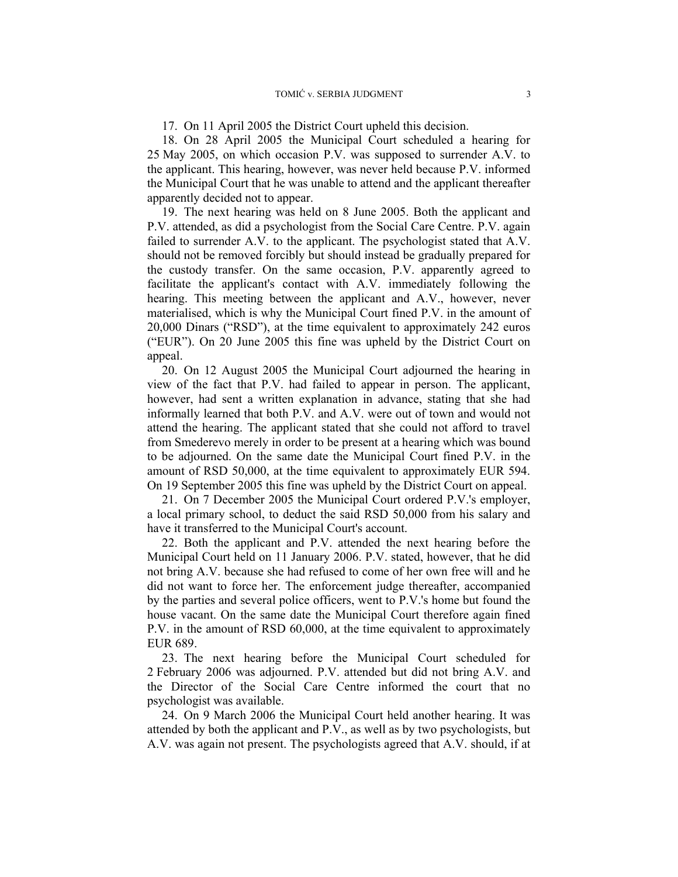17. On 11 April 2005 the District Court upheld this decision.

18. On 28 April 2005 the Municipal Court scheduled a hearing for 25 May 2005, on which occasion P.V. was supposed to surrender A.V. to the applicant. This hearing, however, was never held because P.V. informed the Municipal Court that he was unable to attend and the applicant thereafter apparently decided not to appear.

19. The next hearing was held on 8 June 2005. Both the applicant and P.V. attended, as did a psychologist from the Social Care Centre. P.V. again failed to surrender A.V. to the applicant. The psychologist stated that A.V. should not be removed forcibly but should instead be gradually prepared for the custody transfer. On the same occasion, P.V. apparently agreed to facilitate the applicant's contact with A.V. immediately following the hearing. This meeting between the applicant and A.V., however, never materialised, which is why the Municipal Court fined P.V. in the amount of 20,000 Dinars ("RSD"), at the time equivalent to approximately 242 euros ("EUR"). On 20 June 2005 this fine was upheld by the District Court on appeal.

20. On 12 August 2005 the Municipal Court adjourned the hearing in view of the fact that P.V. had failed to appear in person. The applicant, however, had sent a written explanation in advance, stating that she had informally learned that both P.V. and A.V. were out of town and would not attend the hearing. The applicant stated that she could not afford to travel from Smederevo merely in order to be present at a hearing which was bound to be adjourned. On the same date the Municipal Court fined P.V. in the amount of RSD 50,000, at the time equivalent to approximately EUR 594. On 19 September 2005 this fine was upheld by the District Court on appeal.

21. On 7 December 2005 the Municipal Court ordered P.V.'s employer, a local primary school, to deduct the said RSD 50,000 from his salary and have it transferred to the Municipal Court's account.

22. Both the applicant and P.V. attended the next hearing before the Municipal Court held on 11 January 2006. P.V. stated, however, that he did not bring A.V. because she had refused to come of her own free will and he did not want to force her. The enforcement judge thereafter, accompanied by the parties and several police officers, went to P.V.'s home but found the house vacant. On the same date the Municipal Court therefore again fined P.V. in the amount of RSD 60,000, at the time equivalent to approximately EUR 689.

23. The next hearing before the Municipal Court scheduled for 2 February 2006 was adjourned. P.V. attended but did not bring A.V. and the Director of the Social Care Centre informed the court that no psychologist was available.

24. On 9 March 2006 the Municipal Court held another hearing. It was attended by both the applicant and P.V., as well as by two psychologists, but A.V. was again not present. The psychologists agreed that A.V. should, if at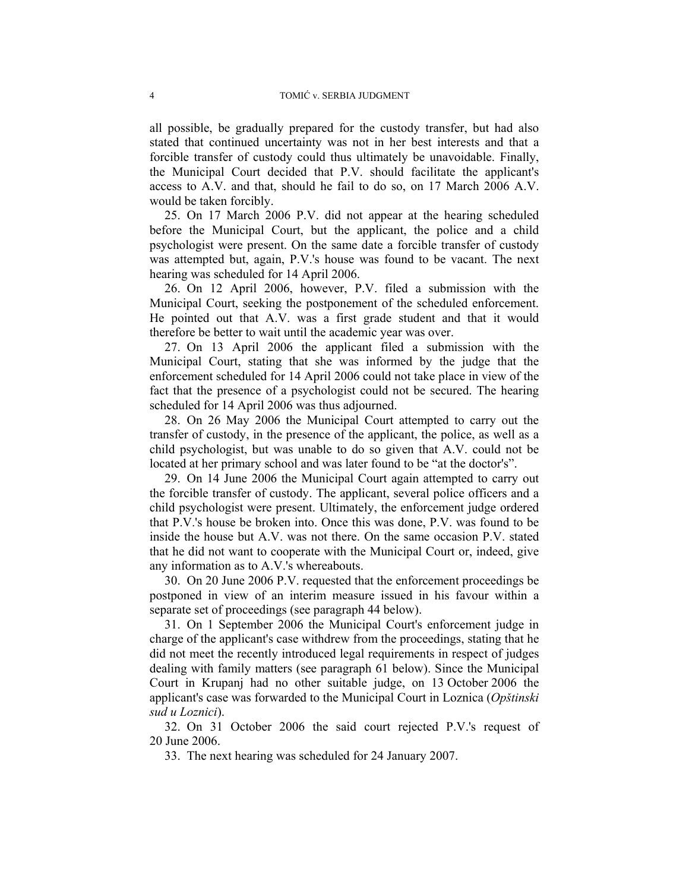all possible, be gradually prepared for the custody transfer, but had also stated that continued uncertainty was not in her best interests and that a forcible transfer of custody could thus ultimately be unavoidable. Finally, the Municipal Court decided that P.V. should facilitate the applicant's access to A.V. and that, should he fail to do so, on 17 March 2006 A.V. would be taken forcibly.

25. On 17 March 2006 P.V. did not appear at the hearing scheduled before the Municipal Court, but the applicant, the police and a child psychologist were present. On the same date a forcible transfer of custody was attempted but, again, P.V.'s house was found to be vacant. The next hearing was scheduled for 14 April 2006.

26. On 12 April 2006, however, P.V. filed a submission with the Municipal Court, seeking the postponement of the scheduled enforcement. He pointed out that A.V. was a first grade student and that it would therefore be better to wait until the academic year was over.

27. On 13 April 2006 the applicant filed a submission with the Municipal Court, stating that she was informed by the judge that the enforcement scheduled for 14 April 2006 could not take place in view of the fact that the presence of a psychologist could not be secured. The hearing scheduled for 14 April 2006 was thus adjourned.

28. On 26 May 2006 the Municipal Court attempted to carry out the transfer of custody, in the presence of the applicant, the police, as well as a child psychologist, but was unable to do so given that A.V. could not be located at her primary school and was later found to be "at the doctor's".

29. On 14 June 2006 the Municipal Court again attempted to carry out the forcible transfer of custody. The applicant, several police officers and a child psychologist were present. Ultimately, the enforcement judge ordered that P.V.'s house be broken into. Once this was done, P.V. was found to be inside the house but A.V. was not there. On the same occasion P.V. stated that he did not want to cooperate with the Municipal Court or, indeed, give any information as to A.V.'s whereabouts.

30. On 20 June 2006 P.V. requested that the enforcement proceedings be postponed in view of an interim measure issued in his favour within a separate set of proceedings (see paragraph 44 below).

31. On 1 September 2006 the Municipal Court's enforcement judge in charge of the applicant's case withdrew from the proceedings, stating that he did not meet the recently introduced legal requirements in respect of judges dealing with family matters (see paragraph 61 below). Since the Municipal Court in Krupanj had no other suitable judge, on 13 October 2006 the applicant's case was forwarded to the Municipal Court in Loznica (*Opštinski sud u Loznici*).

32. On 31 October 2006 the said court rejected P.V.'s request of 20 June 2006.

33. The next hearing was scheduled for 24 January 2007.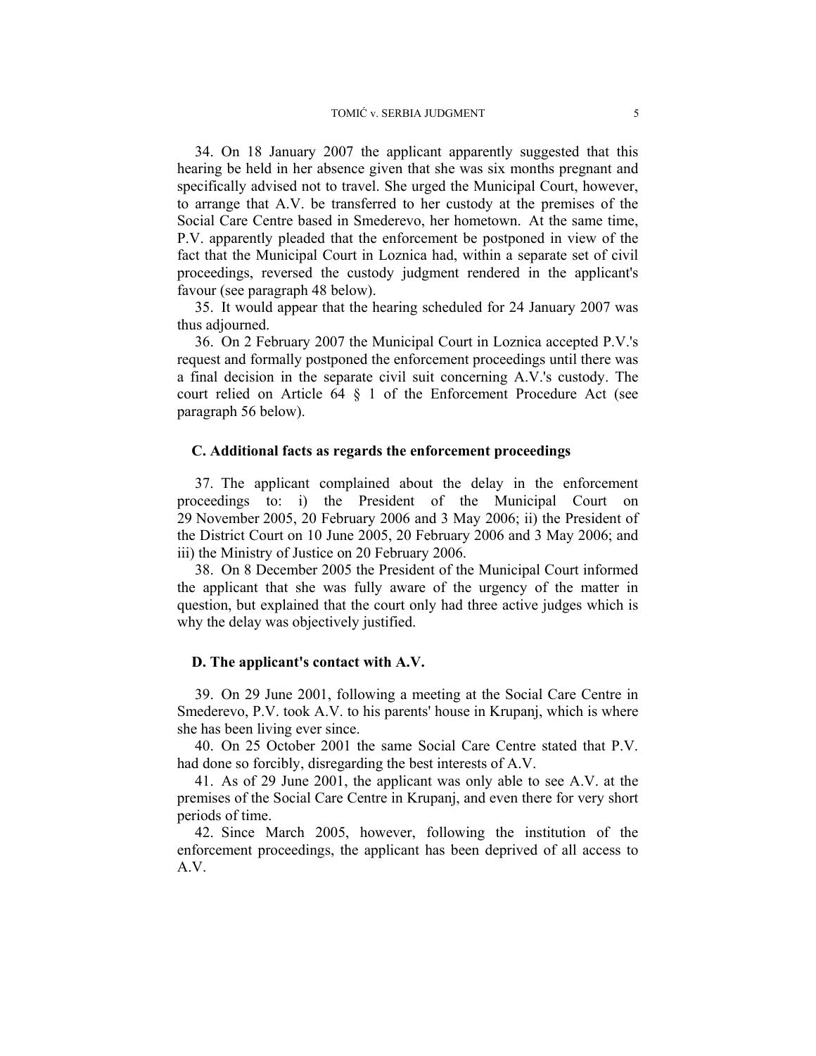34. On 18 January 2007 the applicant apparently suggested that this hearing be held in her absence given that she was six months pregnant and specifically advised not to travel. She urged the Municipal Court, however, to arrange that A.V. be transferred to her custody at the premises of the Social Care Centre based in Smederevo, her hometown. At the same time, P.V. apparently pleaded that the enforcement be postponed in view of the fact that the Municipal Court in Loznica had, within a separate set of civil proceedings, reversed the custody judgment rendered in the applicant's favour (see paragraph 48 below).

35. It would appear that the hearing scheduled for 24 January 2007 was thus adjourned.

36. On 2 February 2007 the Municipal Court in Loznica accepted P.V.'s request and formally postponed the enforcement proceedings until there was a final decision in the separate civil suit concerning A.V.'s custody. The court relied on Article 64 § 1 of the Enforcement Procedure Act (see paragraph 56 below).

### C. Additional facts as regards the enforcement proceedings

37. The applicant complained about the delay in the enforcement proceedings to: i) the President of the Municipal Court on 29 November 2005, 20 February 2006 and 3 May 2006; ii) the President of the District Court on 10 June 2005, 20 February 2006 and 3 May 2006; and iii) the Ministry of Justice on 20 February 2006.

38. On 8 December 2005 the President of the Municipal Court informed the applicant that she was fully aware of the urgency of the matter in question, but explained that the court only had three active judges which is why the delay was objectively justified.

### D. The applicant's contact with A.V.

39. On 29 June 2001, following a meeting at the Social Care Centre in Smederevo, P.V. took A.V. to his parents' house in Krupanj, which is where she has been living ever since.

40. On 25 October 2001 the same Social Care Centre stated that P.V. had done so forcibly, disregarding the best interests of A.V.

41. As of 29 June 2001, the applicant was only able to see A.V. at the premises of the Social Care Centre in Krupanj, and even there for very short periods of time.

42. Since March 2005, however, following the institution of the enforcement proceedings, the applicant has been deprived of all access to A.V.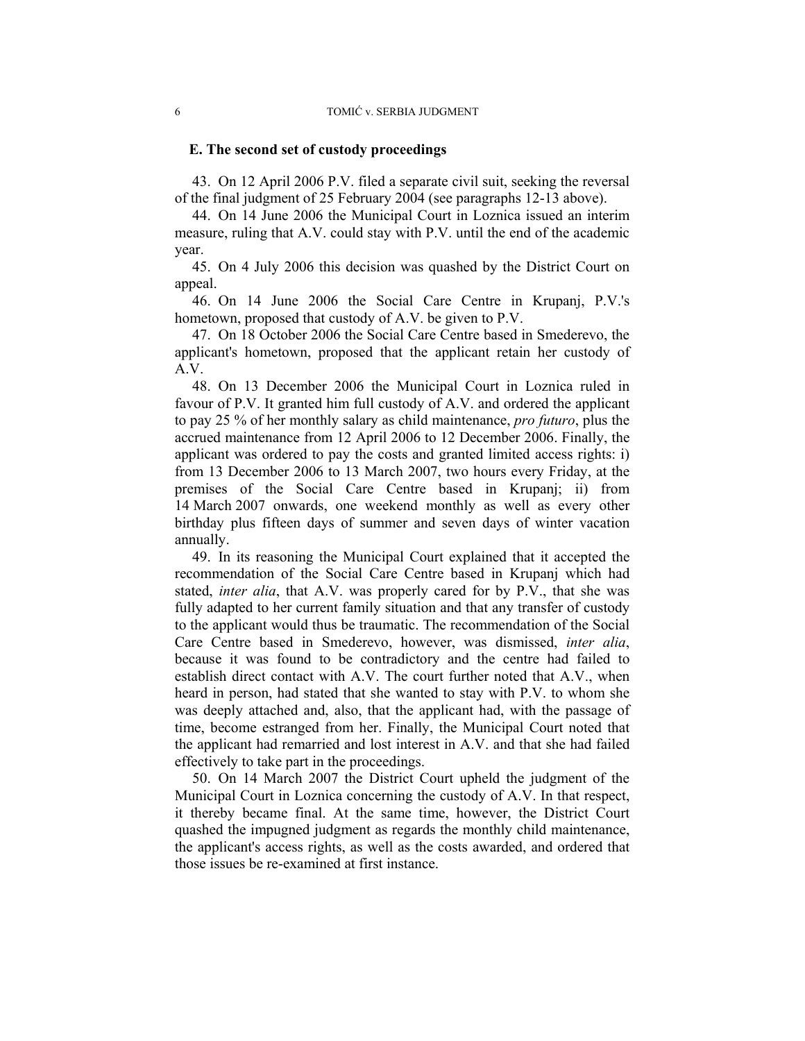### E. The second set of custody proceedings

43. On 12 April 2006 P.V. filed a separate civil suit, seeking the reversal of the final judgment of 25 February 2004 (see paragraphs 12-13 above).

44. On 14 June 2006 the Municipal Court in Loznica issued an interim measure, ruling that A.V. could stay with P.V. until the end of the academic year.

45. On 4 July 2006 this decision was quashed by the District Court on appeal.

46. On 14 June 2006 the Social Care Centre in Krupanj, P.V.'s hometown, proposed that custody of A.V. be given to P.V.

47. On 18 October 2006 the Social Care Centre based in Smederevo, the applicant's hometown, proposed that the applicant retain her custody of A.V.

48. On 13 December 2006 the Municipal Court in Loznica ruled in favour of P.V. It granted him full custody of A.V. and ordered the applicant to pay 25 % of her monthly salary as child maintenance, *pro futuro*, plus the accrued maintenance from 12 April 2006 to 12 December 2006. Finally, the applicant was ordered to pay the costs and granted limited access rights: i) from 13 December 2006 to 13 March 2007, two hours every Friday, at the premises of the Social Care Centre based in Krupanj; ii) from 14 March 2007 onwards, one weekend monthly as well as every other birthday plus fifteen days of summer and seven days of winter vacation annually.

49. In its reasoning the Municipal Court explained that it accepted the recommendation of the Social Care Centre based in Krupanj which had stated, *inter alia*, that A.V. was properly cared for by P.V., that she was fully adapted to her current family situation and that any transfer of custody to the applicant would thus be traumatic. The recommendation of the Social Care Centre based in Smederevo, however, was dismissed, *inter alia*, because it was found to be contradictory and the centre had failed to establish direct contact with A.V. The court further noted that A.V., when heard in person, had stated that she wanted to stay with P.V. to whom she was deeply attached and, also, that the applicant had, with the passage of time, become estranged from her. Finally, the Municipal Court noted that the applicant had remarried and lost interest in A.V. and that she had failed effectively to take part in the proceedings.

50. On 14 March 2007 the District Court upheld the judgment of the Municipal Court in Loznica concerning the custody of A.V. In that respect, it thereby became final. At the same time, however, the District Court quashed the impugned judgment as regards the monthly child maintenance, the applicant's access rights, as well as the costs awarded, and ordered that those issues be re-examined at first instance.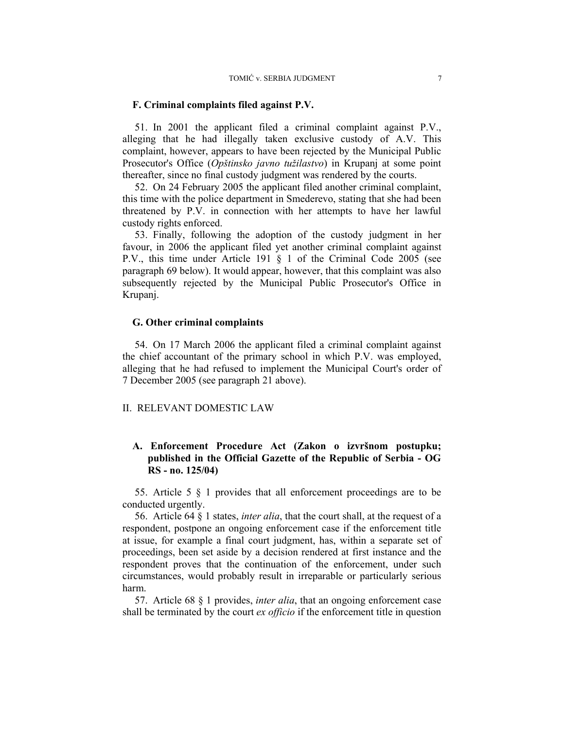### F. Criminal complaints filed against P.V.

51. In 2001 the applicant filed a criminal complaint against P.V., alleging that he had illegally taken exclusive custody of A.V. This complaint, however, appears to have been rejected by the Municipal Public Prosecutor's Office (*Opštinsko javno tužilastvo*) in Krupanj at some point thereafter, since no final custody judgment was rendered by the courts.

52. On 24 February 2005 the applicant filed another criminal complaint, this time with the police department in Smederevo, stating that she had been threatened by P.V. in connection with her attempts to have her lawful custody rights enforced.

53. Finally, following the adoption of the custody judgment in her favour, in 2006 the applicant filed yet another criminal complaint against P.V., this time under Article 191 § 1 of the Criminal Code 2005 (see paragraph 69 below). It would appear, however, that this complaint was also subsequently rejected by the Municipal Public Prosecutor's Office in Krupanj.

### G. Other criminal complaints

54. On 17 March 2006 the applicant filed a criminal complaint against the chief accountant of the primary school in which P.V. was employed, alleging that he had refused to implement the Municipal Court's order of 7 December 2005 (see paragraph 21 above).

## II. RELEVANT DOMESTIC LAW

### A. Enforcement Procedure Act (Zakon o izvršnom postupku; published in the Official Gazette of the Republic of Serbia - OG RS - no. 125/04)

55. Article 5 § 1 provides that all enforcement proceedings are to be conducted urgently.

56. Article 64 § 1 states, *inter alia*, that the court shall, at the request of a respondent, postpone an ongoing enforcement case if the enforcement title at issue, for example a final court judgment, has, within a separate set of proceedings, been set aside by a decision rendered at first instance and the respondent proves that the continuation of the enforcement, under such circumstances, would probably result in irreparable or particularly serious harm.

57. Article 68 § 1 provides, *inter alia*, that an ongoing enforcement case shall be terminated by the court *ex officio* if the enforcement title in question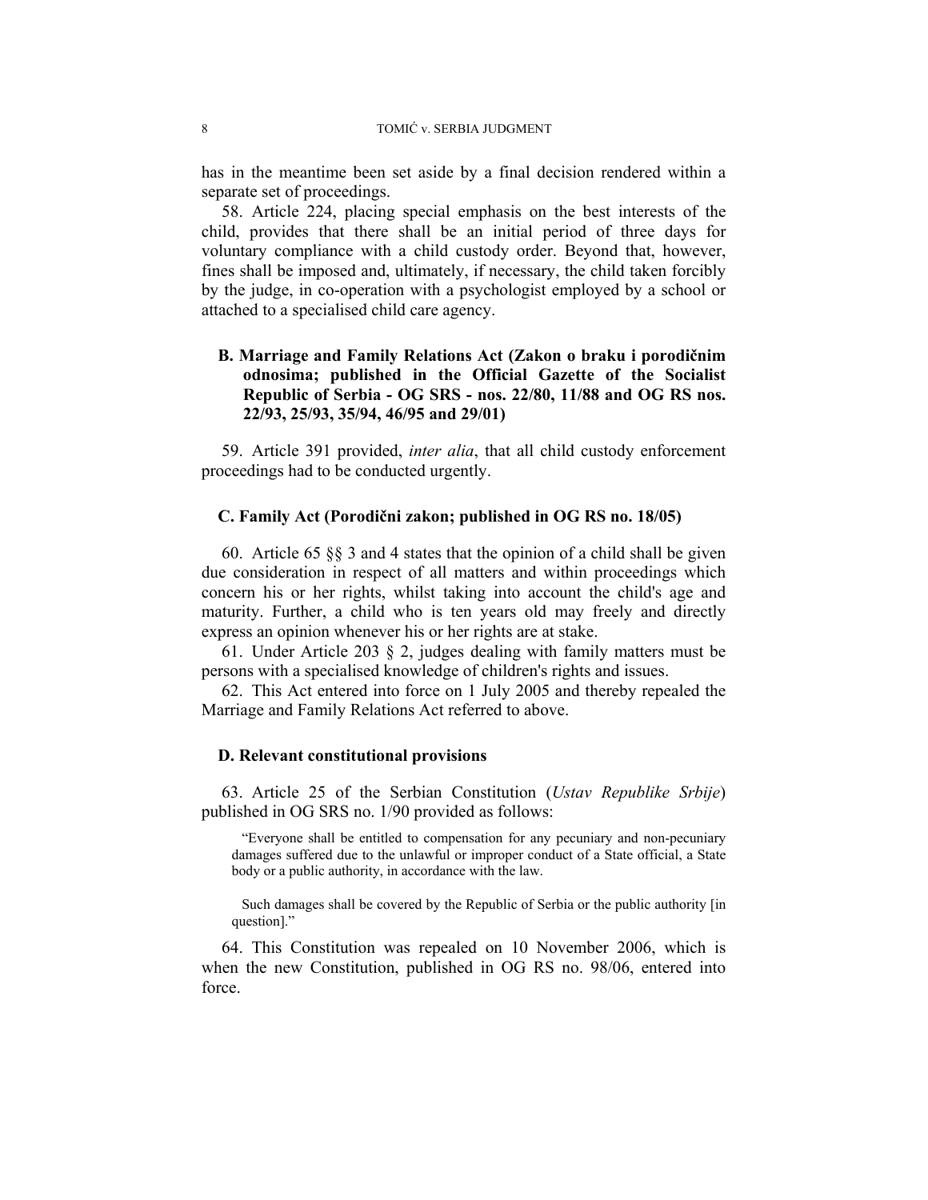has in the meantime been set aside by a final decision rendered within a separate set of proceedings.

58. Article 224, placing special emphasis on the best interests of the child, provides that there shall be an initial period of three days for voluntary compliance with a child custody order. Beyond that, however, fines shall be imposed and, ultimately, if necessary, the child taken forcibly by the judge, in co-operation with a psychologist employed by a school or attached to a specialised child care agency.

### B. Marriage and Family Relations Act (Zakon o braku i porodičnim odnosima; published in the Official Gazette of the Socialist Republic of Serbia - OG SRS - nos. 22/80, 11/88 and OG RS nos. 22/93, 25/93, 35/94, 46/95 and 29/01)

59. Article 391 provided, *inter alia*, that all child custody enforcement proceedings had to be conducted urgently.

### C. Family Act (Porodični zakon; published in OG RS no. 18/05)

60. Article 65 §§ 3 and 4 states that the opinion of a child shall be given due consideration in respect of all matters and within proceedings which concern his or her rights, whilst taking into account the child's age and maturity. Further, a child who is ten years old may freely and directly express an opinion whenever his or her rights are at stake.

61. Under Article 203 § 2, judges dealing with family matters must be persons with a specialised knowledge of children's rights and issues.

62. This Act entered into force on 1 July 2005 and thereby repealed the Marriage and Family Relations Act referred to above.

### D. Relevant constitutional provisions

63. Article 25 of the Serbian Constitution (*Ustav Republike Srbije*) published in OG SRS no. 1/90 provided as follows:

> "Everyone shall be entitled to compensation for any pecuniary and non-pecuniary damages suffered due to the unlawful or improper conduct of a State official, a State body or a public authority, in accordance with the law.
>
> Such damages shall be covered by the Republic of Serbia or the public authority [in question]."

64. This Constitution was repealed on 10 November 2006, which is when the new Constitution, published in OG RS no. 98/06, entered into force.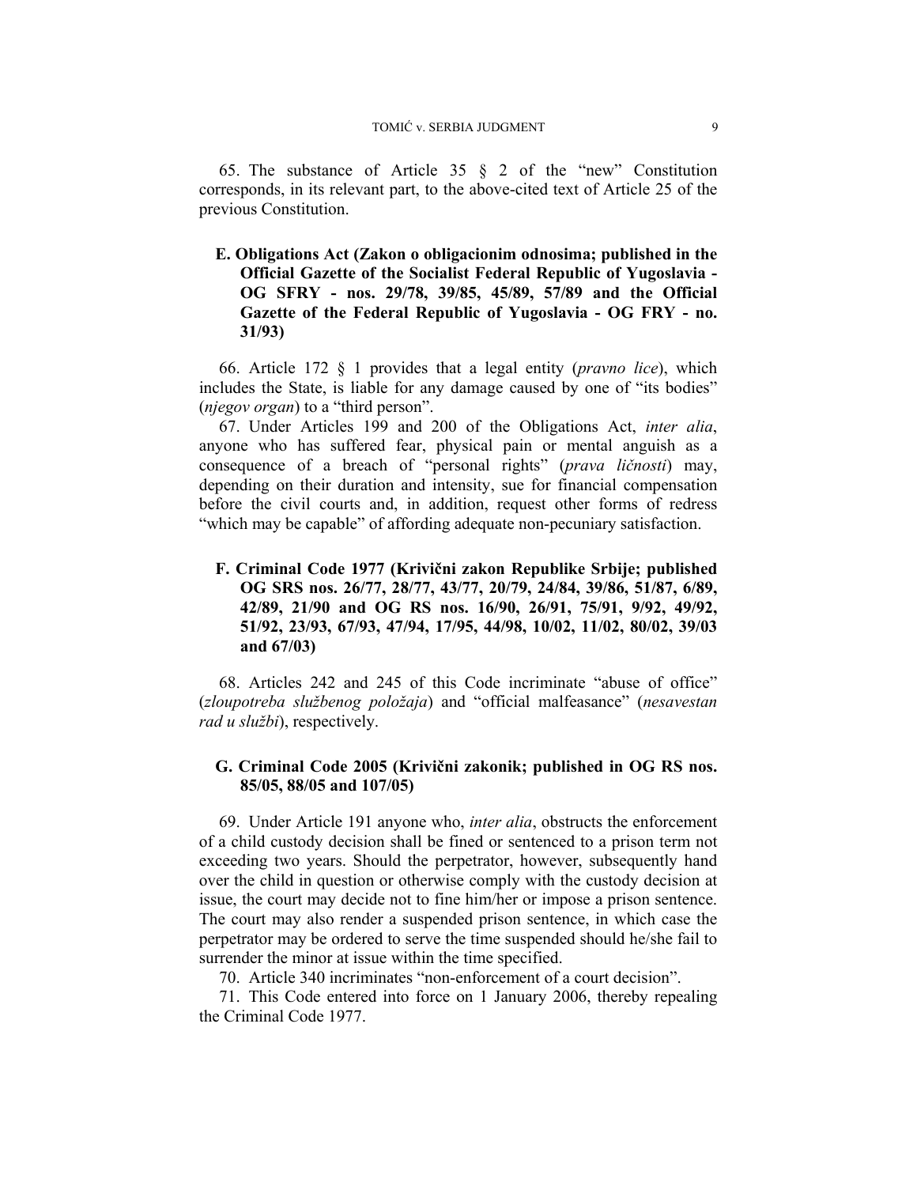65. The substance of Article 35 § 2 of the "new" Constitution corresponds, in its relevant part, to the above-cited text of Article 25 of the previous Constitution.

### E. Obligations Act (Zakon o obligacionim odnosima; published in the Official Gazette of the Socialist Federal Republic of Yugoslavia - OG SFRY - nos. 29/78, 39/85, 45/89, 57/89 and the Official Gazette of the Federal Republic of Yugoslavia - OG FRY - no. 31/93)

66. Article 172 § 1 provides that a legal entity (*pravno lice*), which includes the State, is liable for any damage caused by one of "its bodies" (*njegov organ*) to a "third person".

67. Under Articles 199 and 200 of the Obligations Act, *inter alia*, anyone who has suffered fear, physical pain or mental anguish as a consequence of a breach of "personal rights" (*prava ličnosti*) may, depending on their duration and intensity, sue for financial compensation before the civil courts and, in addition, request other forms of redress "which may be capable" of affording adequate non-pecuniary satisfaction.

### F. Criminal Code 1977 (Krivični zakon Republike Srbije; published OG SRS nos. 26/77, 28/77, 43/77, 20/79, 24/84, 39/86, 51/87, 6/89, 42/89, 21/90 and OG RS nos. 16/90, 26/91, 75/91, 9/92, 49/92, 51/92, 23/93, 67/93, 47/94, 17/95, 44/98, 10/02, 11/02, 80/02, 39/03 and 67/03)

68. Articles 242 and 245 of this Code incriminate "abuse of office" (*zloupotreba službenog položaja*) and "official malfeasance" (*nesavestan rad u službi*), respectively.

### G. Criminal Code 2005 (Krivični zakonik; published in OG RS nos. 85/05, 88/05 and 107/05)

69. Under Article 191 anyone who, *inter alia*, obstructs the enforcement of a child custody decision shall be fined or sentenced to a prison term not exceeding two years. Should the perpetrator, however, subsequently hand over the child in question or otherwise comply with the custody decision at issue, the court may decide not to fine him/her or impose a prison sentence. The court may also render a suspended prison sentence, in which case the perpetrator may be ordered to serve the time suspended should he/she fail to surrender the minor at issue within the time specified.

70. Article 340 incriminates "non-enforcement of a court decision".

71. This Code entered into force on 1 January 2006, thereby repealing the Criminal Code 1977.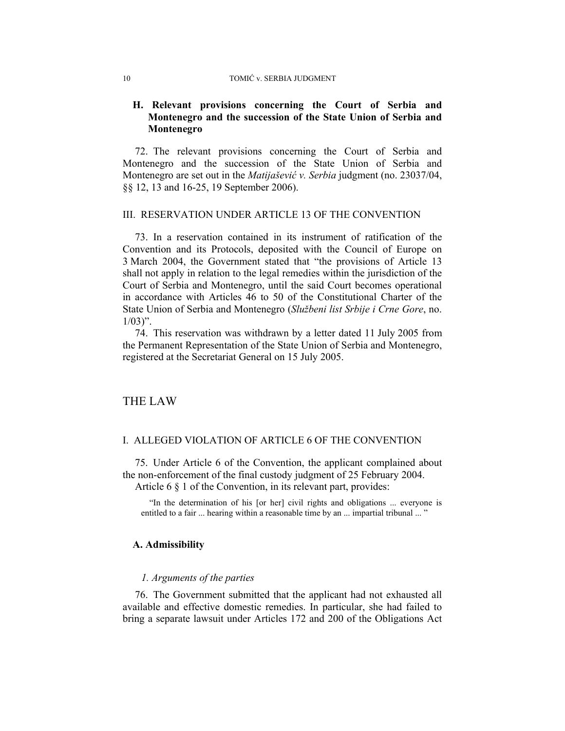### H. Relevant provisions concerning the Court of Serbia and Montenegro and the succession of the State Union of Serbia and Montenegro

72. The relevant provisions concerning the Court of Serbia and Montenegro and the succession of the State Union of Serbia and Montenegro are set out in the *Matijašević v. Serbia* judgment (no. 23037/04, §§ 12, 13 and 16-25, 19 September 2006).

## III. RESERVATION UNDER ARTICLE 13 OF THE CONVENTION

73. In a reservation contained in its instrument of ratification of the Convention and its Protocols, deposited with the Council of Europe on 3 March 2004, the Government stated that "the provisions of Article 13 shall not apply in relation to the legal remedies within the jurisdiction of the Court of Serbia and Montenegro, until the said Court becomes operational in accordance with Articles 46 to 50 of the Constitutional Charter of the State Union of Serbia and Montenegro (*Službeni list Srbije i Crne Gore*, no. 1/03)".

74. This reservation was withdrawn by a letter dated 11 July 2005 from the Permanent Representation of the State Union of Serbia and Montenegro, registered at the Secretariat General on 15 July 2005.

# THE LAW

## I. ALLEGED VIOLATION OF ARTICLE 6 OF THE CONVENTION

75. Under Article 6 of the Convention, the applicant complained about the non-enforcement of the final custody judgment of 25 February 2004.

Article 6 § 1 of the Convention, in its relevant part, provides:

> "In the determination of his [or her] civil rights and obligations ... everyone is entitled to a fair ... hearing within a reasonable time by an ... impartial tribunal ... "

### A. Admissibility

#### *1. Arguments of the parties*

76. The Government submitted that the applicant had not exhausted all available and effective domestic remedies. In particular, she had failed to bring a separate lawsuit under Articles 172 and 200 of the Obligations Act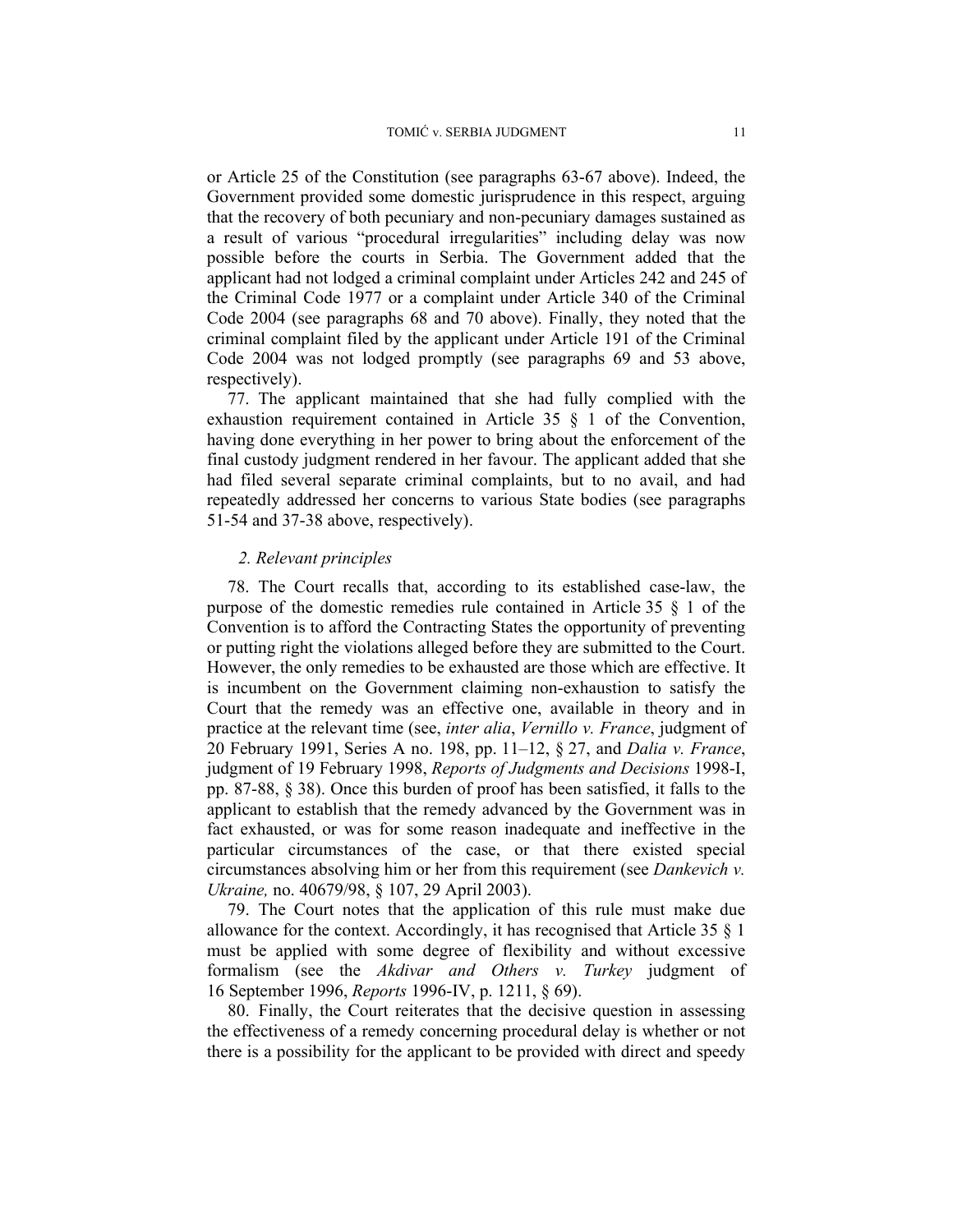or Article 25 of the Constitution (see paragraphs 63-67 above). Indeed, the Government provided some domestic jurisprudence in this respect, arguing that the recovery of both pecuniary and non-pecuniary damages sustained as a result of various "procedural irregularities" including delay was now possible before the courts in Serbia. The Government added that the applicant had not lodged a criminal complaint under Articles 242 and 245 of the Criminal Code 1977 or a complaint under Article 340 of the Criminal Code 2004 (see paragraphs 68 and 70 above). Finally, they noted that the criminal complaint filed by the applicant under Article 191 of the Criminal Code 2004 was not lodged promptly (see paragraphs 69 and 53 above, respectively).

77. The applicant maintained that she had fully complied with the exhaustion requirement contained in Article 35 § 1 of the Convention, having done everything in her power to bring about the enforcement of the final custody judgment rendered in her favour. The applicant added that she had filed several separate criminal complaints, but to no avail, and had repeatedly addressed her concerns to various State bodies (see paragraphs 51-54 and 37-38 above, respectively).

### *2. Relevant principles*

78. The Court recalls that, according to its established case-law, the purpose of the domestic remedies rule contained in Article 35 § 1 of the Convention is to afford the Contracting States the opportunity of preventing or putting right the violations alleged before they are submitted to the Court. However, the only remedies to be exhausted are those which are effective. It is incumbent on the Government claiming non-exhaustion to satisfy the Court that the remedy was an effective one, available in theory and in practice at the relevant time (see, *inter alia*, *Vernillo v. France*, judgment of 20 February 1991, Series A no. 198, pp. 11–12, § 27, and *Dalia v. France*, judgment of 19 February 1998, *Reports of Judgments and Decisions* 1998-I, pp. 87-88, § 38). Once this burden of proof has been satisfied, it falls to the applicant to establish that the remedy advanced by the Government was in fact exhausted, or was for some reason inadequate and ineffective in the particular circumstances of the case, or that there existed special circumstances absolving him or her from this requirement (see *Dankevich v. Ukraine,* no. 40679/98, § 107, 29 April 2003).

79. The Court notes that the application of this rule must make due allowance for the context. Accordingly, it has recognised that Article 35 § 1 must be applied with some degree of flexibility and without excessive formalism (see the *Akdivar and Others v. Turkey* judgment of 16 September 1996, *Reports* 1996-IV, p. 1211, § 69).

80. Finally, the Court reiterates that the decisive question in assessing the effectiveness of a remedy concerning procedural delay is whether or not there is a possibility for the applicant to be provided with direct and speedy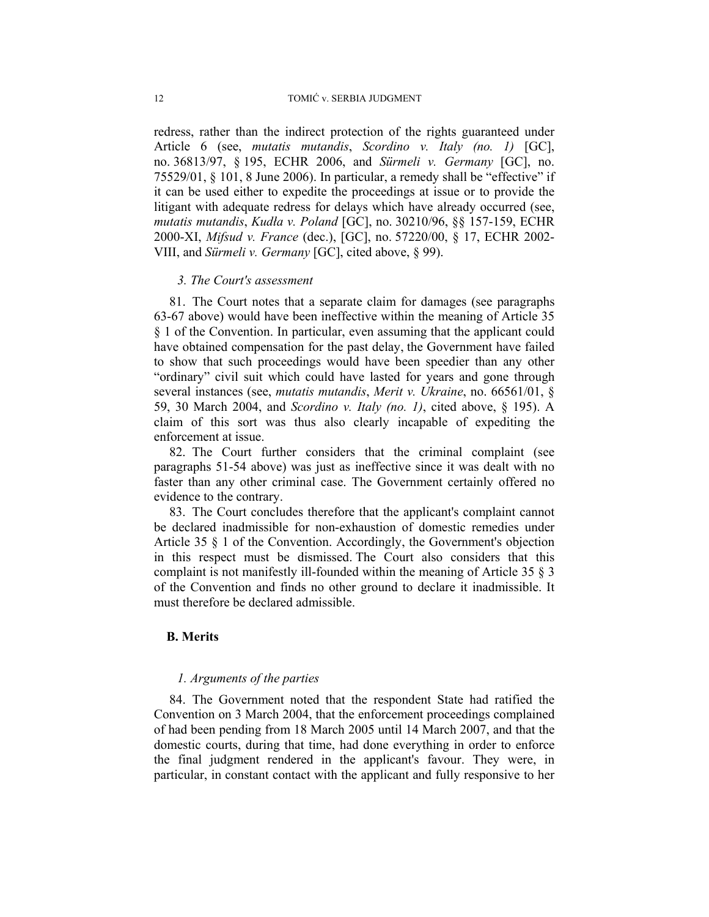redress, rather than the indirect protection of the rights guaranteed under Article 6 (see, *mutatis mutandis*, *Scordino v. Italy (no. 1)* [GC], no. 36813/97, § 195, ECHR 2006, and *Sürmeli v. Germany* [GC], no. 75529/01, § 101, 8 June 2006). In particular, a remedy shall be "effective" if it can be used either to expedite the proceedings at issue or to provide the litigant with adequate redress for delays which have already occurred (see, *mutatis mutandis*, *Kudła v. Poland* [GC], no. 30210/96, §§ 157-159, ECHR 2000-XI, *Mifsud v. France* (dec.), [GC], no. 57220/00, § 17, ECHR 2002-VIII, and *Sürmeli v. Germany* [GC], cited above, § 99).

#### *3. The Court's assessment*

81. The Court notes that a separate claim for damages (see paragraphs 63-67 above) would have been ineffective within the meaning of Article 35 § 1 of the Convention. In particular, even assuming that the applicant could have obtained compensation for the past delay, the Government have failed to show that such proceedings would have been speedier than any other "ordinary" civil suit which could have lasted for years and gone through several instances (see, *mutatis mutandis*, *Merit v. Ukraine*, no. 66561/01, § 59, 30 March 2004, and *Scordino v. Italy (no. 1)*, cited above, § 195). A claim of this sort was thus also clearly incapable of expediting the enforcement at issue.

82. The Court further considers that the criminal complaint (see paragraphs 51-54 above) was just as ineffective since it was dealt with no faster than any other criminal case. The Government certainly offered no evidence to the contrary.

83. The Court concludes therefore that the applicant's complaint cannot be declared inadmissible for non-exhaustion of domestic remedies under Article 35 § 1 of the Convention. Accordingly, the Government's objection in this respect must be dismissed. The Court also considers that this complaint is not manifestly ill-founded within the meaning of Article 35 § 3 of the Convention and finds no other ground to declare it inadmissible. It must therefore be declared admissible.

### B. Merits

#### *1. Arguments of the parties*

84. The Government noted that the respondent State had ratified the Convention on 3 March 2004, that the enforcement proceedings complained of had been pending from 18 March 2005 until 14 March 2007, and that the domestic courts, during that time, had done everything in order to enforce the final judgment rendered in the applicant's favour. They were, in particular, in constant contact with the applicant and fully responsive to her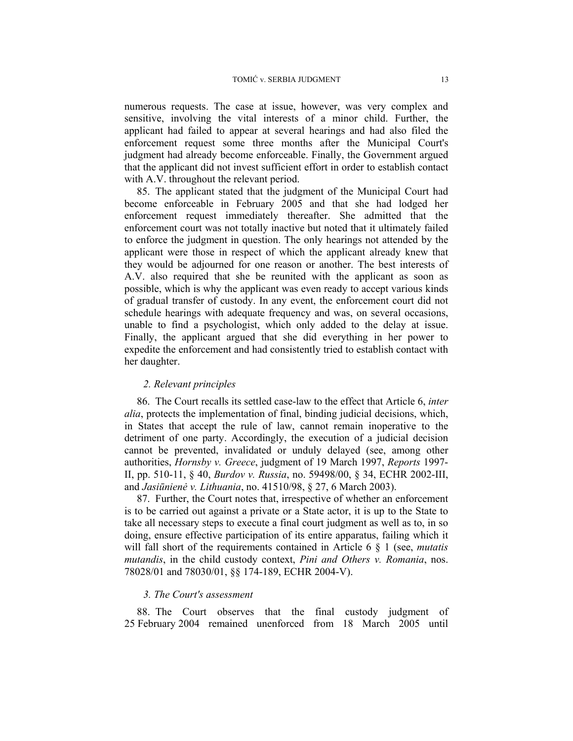numerous requests. The case at issue, however, was very complex and sensitive, involving the vital interests of a minor child. Further, the applicant had failed to appear at several hearings and had also filed the enforcement request some three months after the Municipal Court's judgment had already become enforceable. Finally, the Government argued that the applicant did not invest sufficient effort in order to establish contact with A.V. throughout the relevant period.

85. The applicant stated that the judgment of the Municipal Court had become enforceable in February 2005 and that she had lodged her enforcement request immediately thereafter. She admitted that the enforcement court was not totally inactive but noted that it ultimately failed to enforce the judgment in question. The only hearings not attended by the applicant were those in respect of which the applicant already knew that they would be adjourned for one reason or another. The best interests of A.V. also required that she be reunited with the applicant as soon as possible, which is why the applicant was even ready to accept various kinds of gradual transfer of custody. In any event, the enforcement court did not schedule hearings with adequate frequency and was, on several occasions, unable to find a psychologist, which only added to the delay at issue. Finally, the applicant argued that she did everything in her power to expedite the enforcement and had consistently tried to establish contact with her daughter.

### *2. Relevant principles*

86. The Court recalls its settled case-law to the effect that Article 6, *inter alia*, protects the implementation of final, binding judicial decisions, which, in States that accept the rule of law, cannot remain inoperative to the detriment of one party. Accordingly, the execution of a judicial decision cannot be prevented, invalidated or unduly delayed (see, among other authorities, *Hornsby v. Greece*, judgment of 19 March 1997, *Reports* 1997-II, pp. 510-11, § 40, *Burdov v. Russia*, no. 59498/00, § 34, ECHR 2002-III, and *Jasiūnienė v. Lithuania*, no. 41510/98, § 27, 6 March 2003).

87. Further, the Court notes that, irrespective of whether an enforcement is to be carried out against a private or a State actor, it is up to the State to take all necessary steps to execute a final court judgment as well as to, in so doing, ensure effective participation of its entire apparatus, failing which it will fall short of the requirements contained in Article 6 § 1 (see, *mutatis mutandis*, in the child custody context, *Pini and Others v. Romania*, nos. 78028/01 and 78030/01, §§ 174-189, ECHR 2004-V).

### *3. The Court's assessment*

88. The Court observes that the final custody judgment of 25 February 2004 remained unenforced from 18 March 2005 until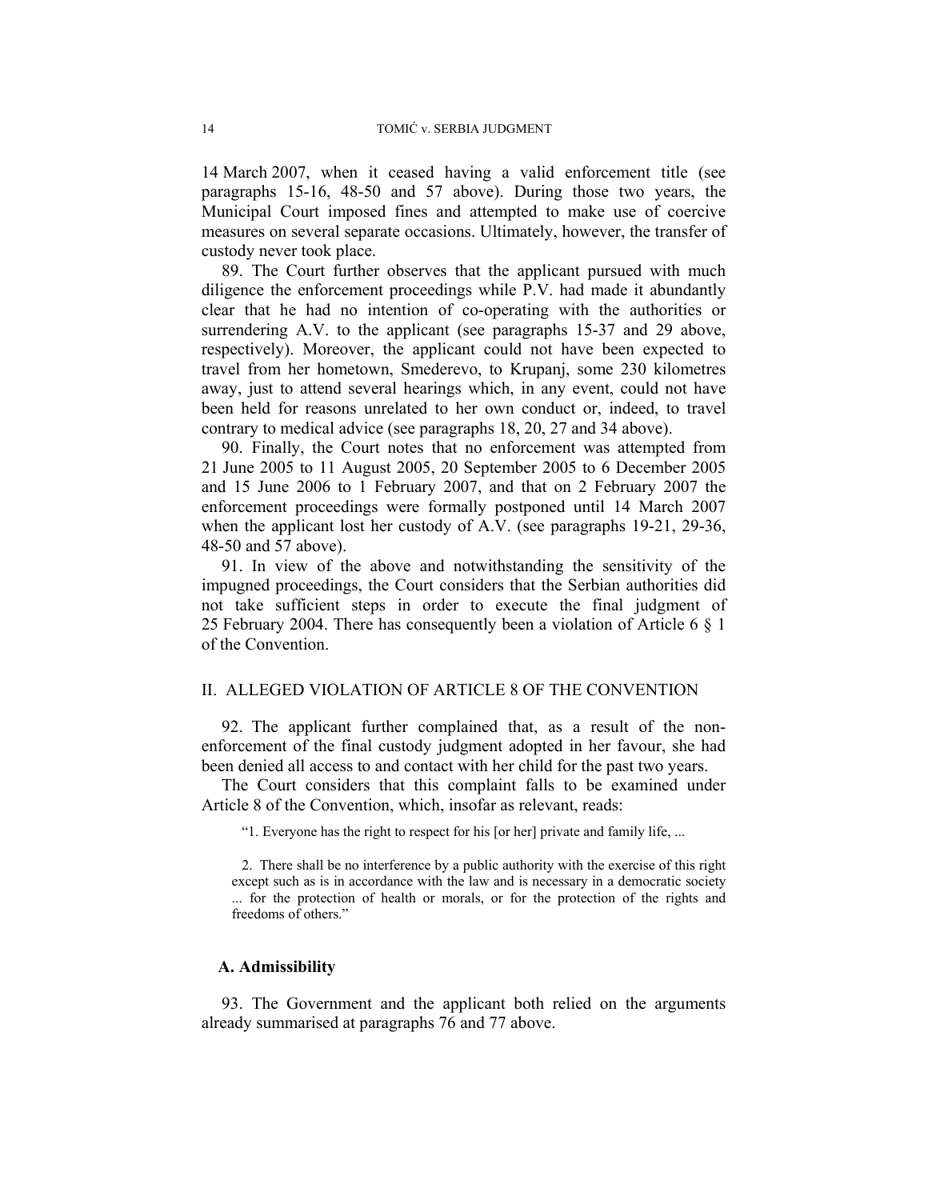14 March 2007, when it ceased having a valid enforcement title (see paragraphs 15-16, 48-50 and 57 above). During those two years, the Municipal Court imposed fines and attempted to make use of coercive measures on several separate occasions. Ultimately, however, the transfer of custody never took place.

89. The Court further observes that the applicant pursued with much diligence the enforcement proceedings while P.V. had made it abundantly clear that he had no intention of co-operating with the authorities or surrendering A.V. to the applicant (see paragraphs 15-37 and 29 above, respectively). Moreover, the applicant could not have been expected to travel from her hometown, Smederevo, to Krupanj, some 230 kilometres away, just to attend several hearings which, in any event, could not have been held for reasons unrelated to her own conduct or, indeed, to travel contrary to medical advice (see paragraphs 18, 20, 27 and 34 above).

90. Finally, the Court notes that no enforcement was attempted from 21 June 2005 to 11 August 2005, 20 September 2005 to 6 December 2005 and 15 June 2006 to 1 February 2007, and that on 2 February 2007 the enforcement proceedings were formally postponed until 14 March 2007 when the applicant lost her custody of A.V. (see paragraphs 19-21, 29-36, 48-50 and 57 above).

91. In view of the above and notwithstanding the sensitivity of the impugned proceedings, the Court considers that the Serbian authorities did not take sufficient steps in order to execute the final judgment of 25 February 2004. There has consequently been a violation of Article 6 § 1 of the Convention.

## II. ALLEGED VIOLATION OF ARTICLE 8 OF THE CONVENTION

92. The applicant further complained that, as a result of the non-enforcement of the final custody judgment adopted in her favour, she had been denied all access to and contact with her child for the past two years.

The Court considers that this complaint falls to be examined under Article 8 of the Convention, which, insofar as relevant, reads:

> "1. Everyone has the right to respect for his [or her] private and family life, ...
>
> 2. There shall be no interference by a public authority with the exercise of this right except such as is in accordance with the law and is necessary in a democratic society ... for the protection of health or morals, or for the protection of the rights and freedoms of others."

### A. Admissibility

93. The Government and the applicant both relied on the arguments already summarised at paragraphs 76 and 77 above.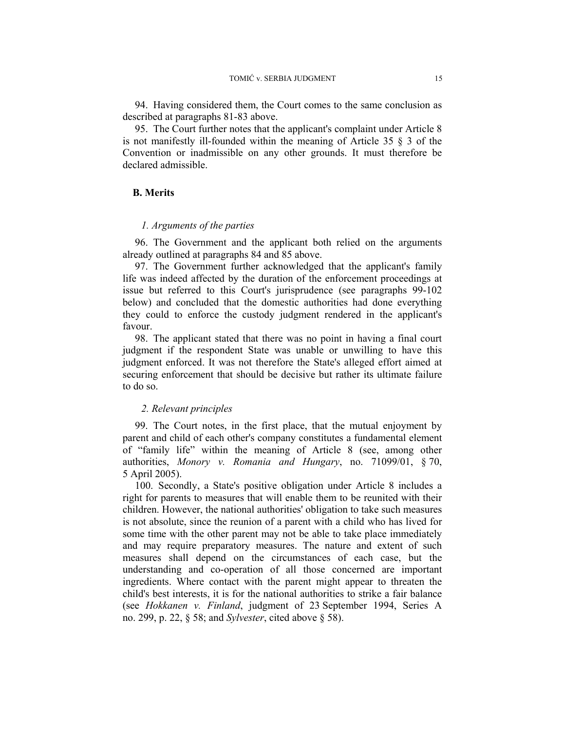94. Having considered them, the Court comes to the same conclusion as described at paragraphs 81-83 above.

95. The Court further notes that the applicant's complaint under Article 8 is not manifestly ill-founded within the meaning of Article 35 § 3 of the Convention or inadmissible on any other grounds. It must therefore be declared admissible.

### B. Merits

#### *1. Arguments of the parties*

96. The Government and the applicant both relied on the arguments already outlined at paragraphs 84 and 85 above.

97. The Government further acknowledged that the applicant's family life was indeed affected by the duration of the enforcement proceedings at issue but referred to this Court's jurisprudence (see paragraphs 99-102 below) and concluded that the domestic authorities had done everything they could to enforce the custody judgment rendered in the applicant's favour.

98. The applicant stated that there was no point in having a final court judgment if the respondent State was unable or unwilling to have this judgment enforced. It was not therefore the State's alleged effort aimed at securing enforcement that should be decisive but rather its ultimate failure to do so.

#### *2. Relevant principles*

99. The Court notes, in the first place, that the mutual enjoyment by parent and child of each other's company constitutes a fundamental element of "family life" within the meaning of Article 8 (see, among other authorities, *Monory v. Romania and Hungary*, no. 71099/01, § 70, 5 April 2005).

100. Secondly, a State's positive obligation under Article 8 includes a right for parents to measures that will enable them to be reunited with their children. However, the national authorities' obligation to take such measures is not absolute, since the reunion of a parent with a child who has lived for some time with the other parent may not be able to take place immediately and may require preparatory measures. The nature and extent of such measures shall depend on the circumstances of each case, but the understanding and co-operation of all those concerned are important ingredients. Where contact with the parent might appear to threaten the child's best interests, it is for the national authorities to strike a fair balance (see *Hokkanen v. Finland*, judgment of 23 September 1994, Series A no. 299, p. 22, § 58; and *Sylvester*, cited above § 58).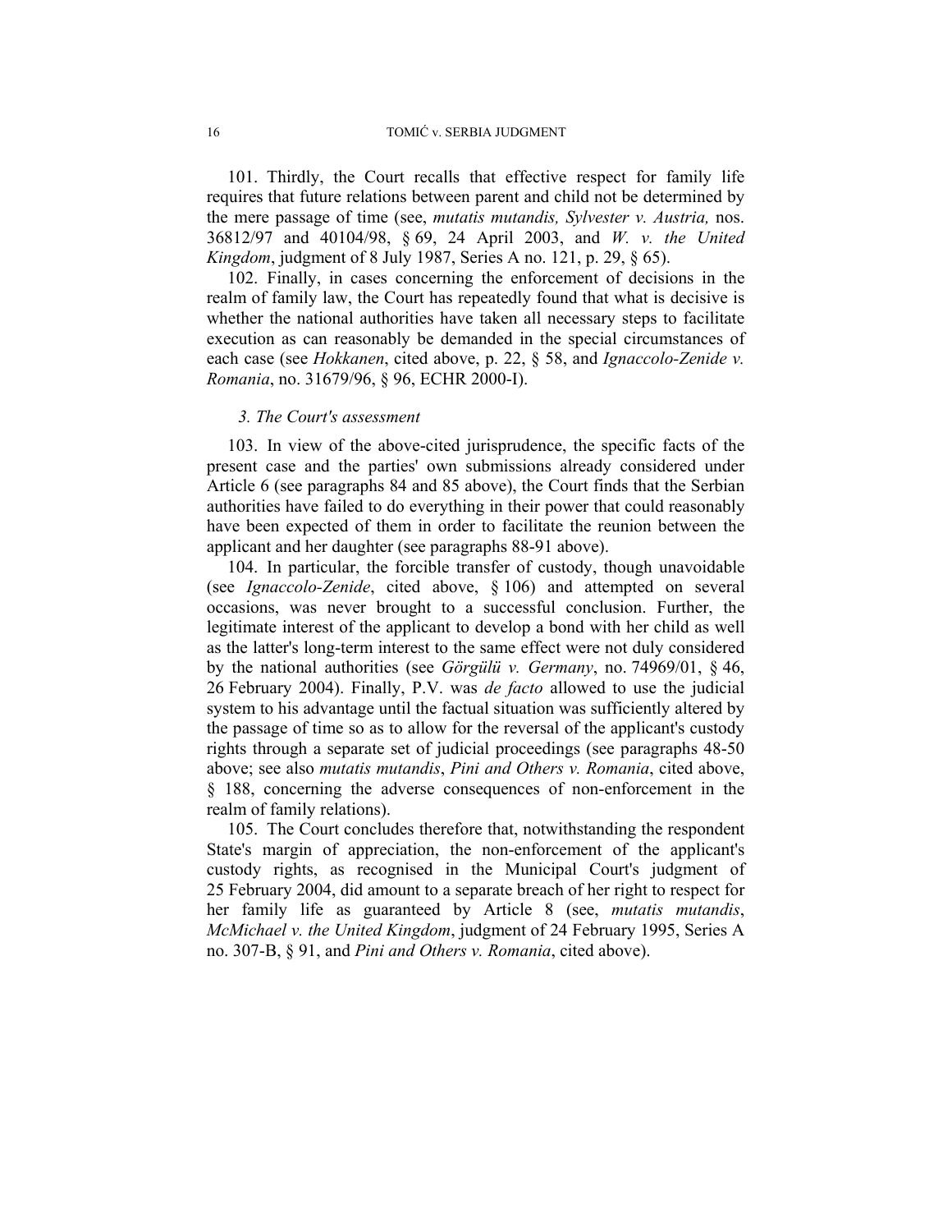101. Thirdly, the Court recalls that effective respect for family life requires that future relations between parent and child not be determined by the mere passage of time (see, *mutatis mutandis, Sylvester v. Austria,* nos. 36812/97 and 40104/98, § 69, 24 April 2003, and *W. v. the United Kingdom*, judgment of 8 July 1987, Series A no. 121, p. 29, § 65).

102. Finally, in cases concerning the enforcement of decisions in the realm of family law, the Court has repeatedly found that what is decisive is whether the national authorities have taken all necessary steps to facilitate execution as can reasonably be demanded in the special circumstances of each case (see *Hokkanen*, cited above, p. 22, § 58, and *Ignaccolo-Zenide v. Romania*, no. 31679/96, § 96, ECHR 2000-I).

*3. The Court's assessment*

103. In view of the above-cited jurisprudence, the specific facts of the present case and the parties' own submissions already considered under Article 6 (see paragraphs 84 and 85 above), the Court finds that the Serbian authorities have failed to do everything in their power that could reasonably have been expected of them in order to facilitate the reunion between the applicant and her daughter (see paragraphs 88-91 above).

104. In particular, the forcible transfer of custody, though unavoidable (see *Ignaccolo-Zenide*, cited above, § 106) and attempted on several occasions, was never brought to a successful conclusion. Further, the legitimate interest of the applicant to develop a bond with her child as well as the latter's long-term interest to the same effect were not duly considered by the national authorities (see *Görgülü v. Germany*, no. 74969/01, § 46, 26 February 2004). Finally, P.V. was *de facto* allowed to use the judicial system to his advantage until the factual situation was sufficiently altered by the passage of time so as to allow for the reversal of the applicant's custody rights through a separate set of judicial proceedings (see paragraphs 48-50 above; see also *mutatis mutandis*, *Pini and Others v. Romania*, cited above, § 188, concerning the adverse consequences of non-enforcement in the realm of family relations).

105. The Court concludes therefore that, notwithstanding the respondent State's margin of appreciation, the non-enforcement of the applicant's custody rights, as recognised in the Municipal Court's judgment of 25 February 2004, did amount to a separate breach of her right to respect for her family life as guaranteed by Article 8 (see, *mutatis mutandis*, *McMichael v. the United Kingdom*, judgment of 24 February 1995, Series A no. 307-B, § 91, and *Pini and Others v. Romania*, cited above).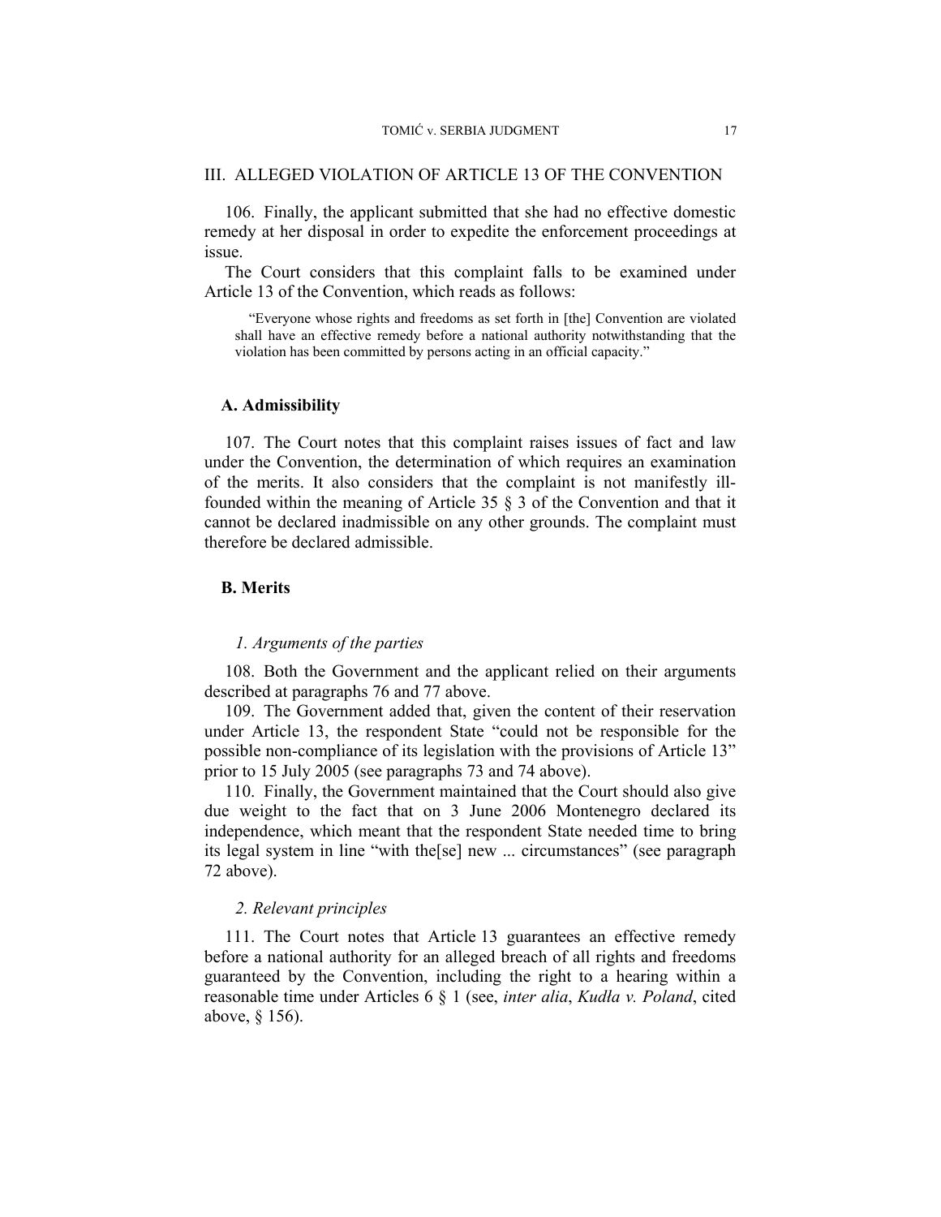## III. ALLEGED VIOLATION OF ARTICLE 13 OF THE CONVENTION

106. Finally, the applicant submitted that she had no effective domestic remedy at her disposal in order to expedite the enforcement proceedings at issue.

The Court considers that this complaint falls to be examined under Article 13 of the Convention, which reads as follows:

> "Everyone whose rights and freedoms as set forth in [the] Convention are violated shall have an effective remedy before a national authority notwithstanding that the violation has been committed by persons acting in an official capacity."

### A. Admissibility

107. The Court notes that this complaint raises issues of fact and law under the Convention, the determination of which requires an examination of the merits. It also considers that the complaint is not manifestly ill-founded within the meaning of Article 35 § 3 of the Convention and that it cannot be declared inadmissible on any other grounds. The complaint must therefore be declared admissible.

### B. Merits

#### *1. Arguments of the parties*

108. Both the Government and the applicant relied on their arguments described at paragraphs 76 and 77 above.

109. The Government added that, given the content of their reservation under Article 13, the respondent State "could not be responsible for the possible non-compliance of its legislation with the provisions of Article 13" prior to 15 July 2005 (see paragraphs 73 and 74 above).

110. Finally, the Government maintained that the Court should also give due weight to the fact that on 3 June 2006 Montenegro declared its independence, which meant that the respondent State needed time to bring its legal system in line "with the[se] new ... circumstances" (see paragraph 72 above).

#### *2. Relevant principles*

111. The Court notes that Article 13 guarantees an effective remedy before a national authority for an alleged breach of all rights and freedoms guaranteed by the Convention, including the right to a hearing within a reasonable time under Articles 6 § 1 (see, *inter alia*, *Kudła v. Poland*, cited above, § 156).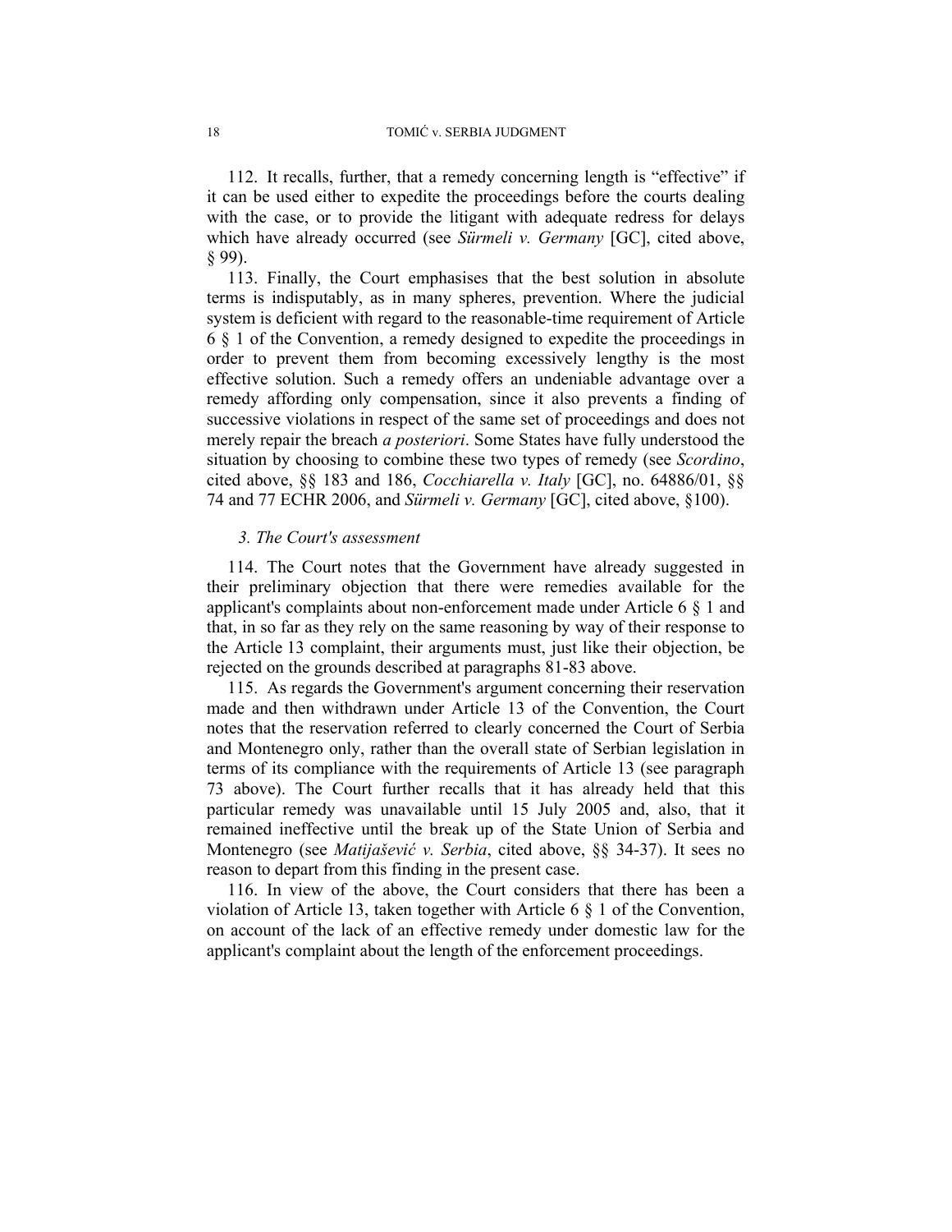112. It recalls, further, that a remedy concerning length is "effective" if it can be used either to expedite the proceedings before the courts dealing with the case, or to provide the litigant with adequate redress for delays which have already occurred (see *Sürmeli v. Germany* [GC], cited above, § 99).

113. Finally, the Court emphasises that the best solution in absolute terms is indisputably, as in many spheres, prevention. Where the judicial system is deficient with regard to the reasonable-time requirement of Article 6 § 1 of the Convention, a remedy designed to expedite the proceedings in order to prevent them from becoming excessively lengthy is the most effective solution. Such a remedy offers an undeniable advantage over a remedy affording only compensation, since it also prevents a finding of successive violations in respect of the same set of proceedings and does not merely repair the breach *a posteriori*. Some States have fully understood the situation by choosing to combine these two types of remedy (see *Scordino*, cited above, §§ 183 and 186, *Cocchiarella v. Italy* [GC], no. 64886/01, §§ 74 and 77 ECHR 2006, and *Sürmeli v. Germany* [GC], cited above, §100).

### *3. The Court's assessment*

114. The Court notes that the Government have already suggested in their preliminary objection that there were remedies available for the applicant's complaints about non-enforcement made under Article 6 § 1 and that, in so far as they rely on the same reasoning by way of their response to the Article 13 complaint, their arguments must, just like their objection, be rejected on the grounds described at paragraphs 81-83 above.

115. As regards the Government's argument concerning their reservation made and then withdrawn under Article 13 of the Convention, the Court notes that the reservation referred to clearly concerned the Court of Serbia and Montenegro only, rather than the overall state of Serbian legislation in terms of its compliance with the requirements of Article 13 (see paragraph 73 above). The Court further recalls that it has already held that this particular remedy was unavailable until 15 July 2005 and, also, that it remained ineffective until the break up of the State Union of Serbia and Montenegro (see *Matijašević v. Serbia*, cited above, §§ 34-37). It sees no reason to depart from this finding in the present case.

116. In view of the above, the Court considers that there has been a violation of Article 13, taken together with Article 6 § 1 of the Convention, on account of the lack of an effective remedy under domestic law for the applicant's complaint about the length of the enforcement proceedings.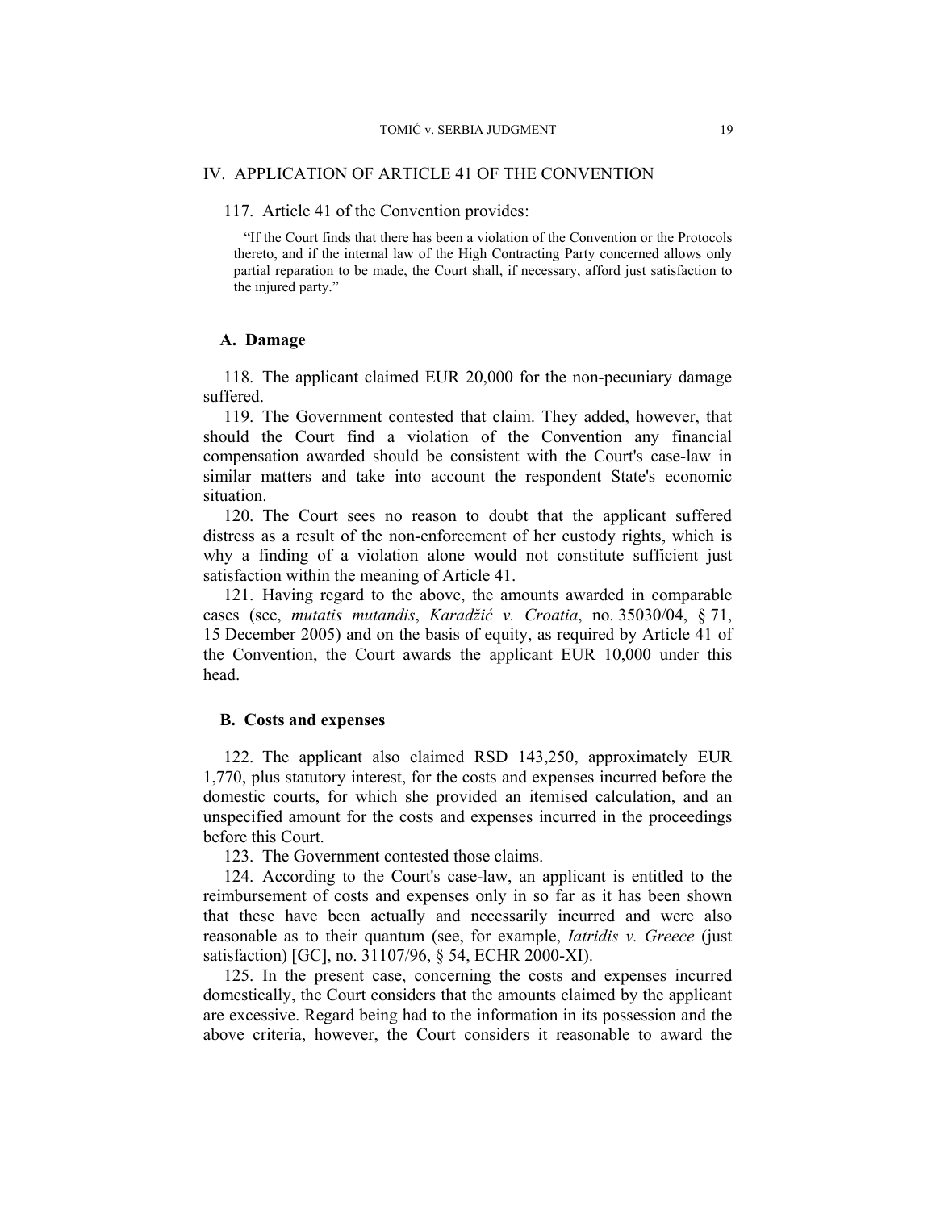## IV. APPLICATION OF ARTICLE 41 OF THE CONVENTION

117. Article 41 of the Convention provides:

> "If the Court finds that there has been a violation of the Convention or the Protocols thereto, and if the internal law of the High Contracting Party concerned allows only partial reparation to be made, the Court shall, if necessary, afford just satisfaction to the injured party."

### A. Damage

118. The applicant claimed EUR 20,000 for the non-pecuniary damage suffered.

119. The Government contested that claim. They added, however, that should the Court find a violation of the Convention any financial compensation awarded should be consistent with the Court's case-law in similar matters and take into account the respondent State's economic situation.

120. The Court sees no reason to doubt that the applicant suffered distress as a result of the non-enforcement of her custody rights, which is why a finding of a violation alone would not constitute sufficient just satisfaction within the meaning of Article 41.

121. Having regard to the above, the amounts awarded in comparable cases (see, *mutatis mutandis*, *Karadžić v. Croatia*, no. 35030/04, § 71, 15 December 2005) and on the basis of equity, as required by Article 41 of the Convention, the Court awards the applicant EUR 10,000 under this head.

### B. Costs and expenses

122. The applicant also claimed RSD 143,250, approximately EUR 1,770, plus statutory interest, for the costs and expenses incurred before the domestic courts, for which she provided an itemised calculation, and an unspecified amount for the costs and expenses incurred in the proceedings before this Court.

123. The Government contested those claims.

124. According to the Court's case-law, an applicant is entitled to the reimbursement of costs and expenses only in so far as it has been shown that these have been actually and necessarily incurred and were also reasonable as to their quantum (see, for example, *Iatridis v. Greece* (just satisfaction) [GC], no. 31107/96, § 54, ECHR 2000-XI).

125. In the present case, concerning the costs and expenses incurred domestically, the Court considers that the amounts claimed by the applicant are excessive. Regard being had to the information in its possession and the above criteria, however, the Court considers it reasonable to award the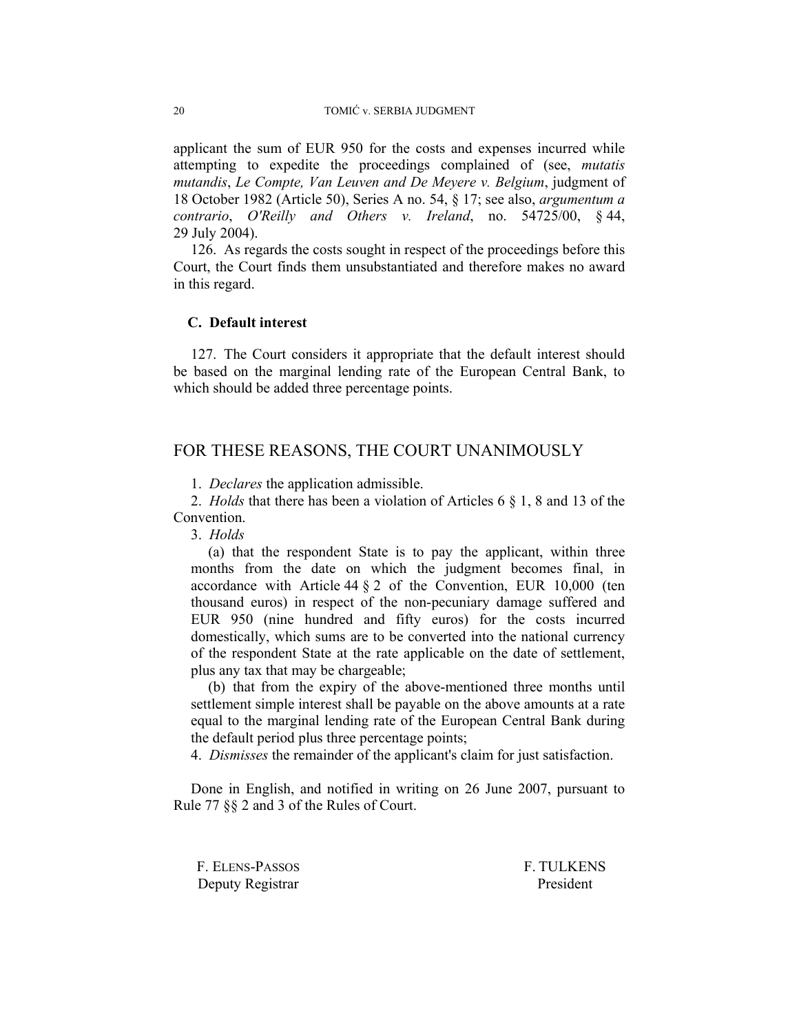applicant the sum of EUR 950 for the costs and expenses incurred while attempting to expedite the proceedings complained of (see, *mutatis mutandis*, *Le Compte, Van Leuven and De Meyere v. Belgium*, judgment of 18 October 1982 (Article 50), Series A no. 54, § 17; see also, *argumentum a contrario*, *O'Reilly and Others v. Ireland*, no. 54725/00, § 44, 29 July 2004).

126. As regards the costs sought in respect of the proceedings before this Court, the Court finds them unsubstantiated and therefore makes no award in this regard.

### C. Default interest

127. The Court considers it appropriate that the default interest should be based on the marginal lending rate of the European Central Bank, to which should be added three percentage points.

## FOR THESE REASONS, THE COURT UNANIMOUSLY

1. *Declares* the application admissible.

2. *Holds* that there has been a violation of Articles 6 § 1, 8 and 13 of the Convention.

3. *Holds*

(a) that the respondent State is to pay the applicant, within three months from the date on which the judgment becomes final, in accordance with Article 44 § 2 of the Convention, EUR 10,000 (ten thousand euros) in respect of the non-pecuniary damage suffered and EUR 950 (nine hundred and fifty euros) for the costs incurred domestically, which sums are to be converted into the national currency of the respondent State at the rate applicable on the date of settlement, plus any tax that may be chargeable;

(b) that from the expiry of the above-mentioned three months until settlement simple interest shall be payable on the above amounts at a rate equal to the marginal lending rate of the European Central Bank during the default period plus three percentage points;

4. *Dismisses* the remainder of the applicant's claim for just satisfaction.

Done in English, and notified in writing on 26 June 2007, pursuant to Rule 77 §§ 2 and 3 of the Rules of Court.

F. ELENS-PASSOS
Deputy Registrar

F. TULKENS
President